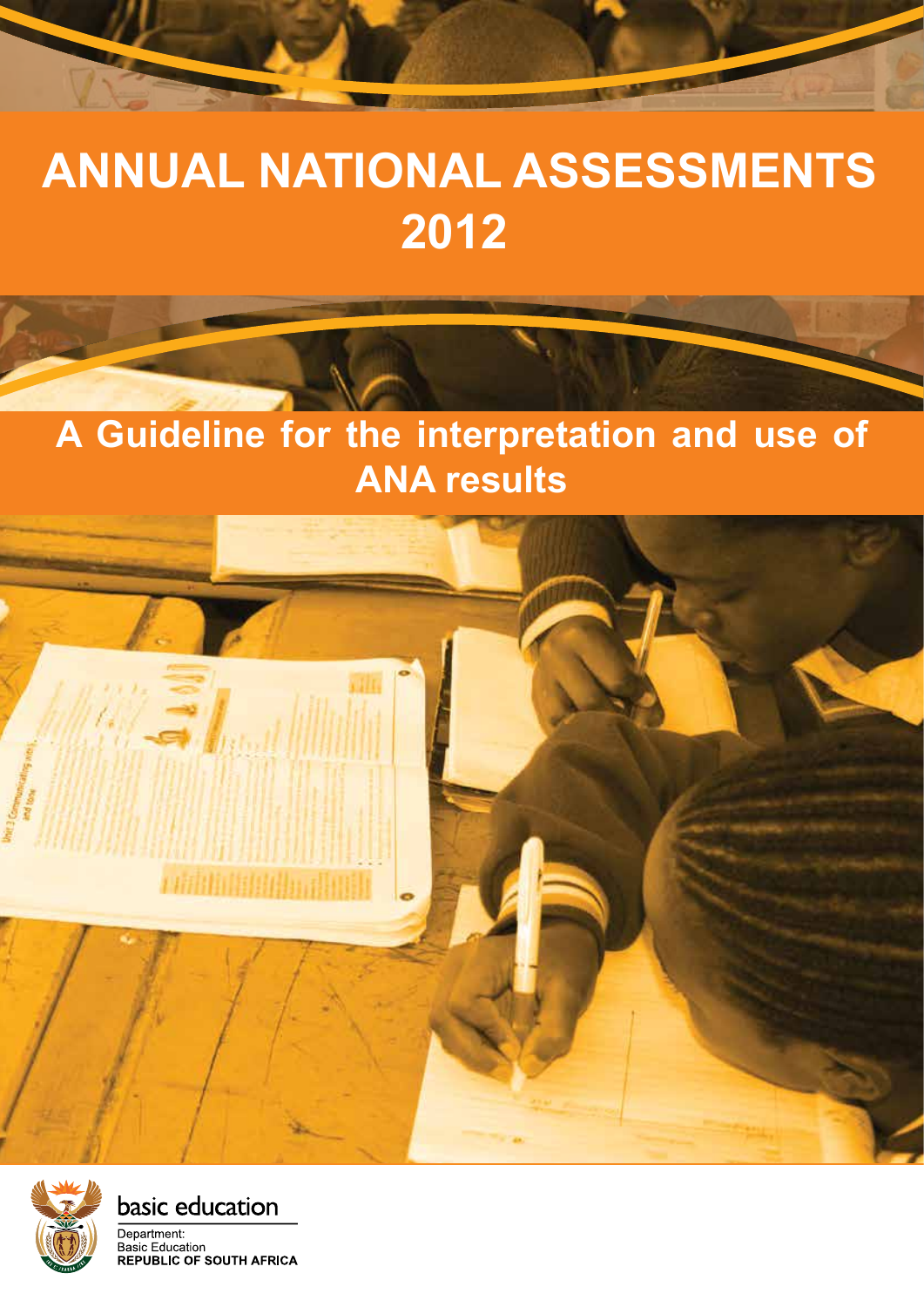# ANNUAL NATIONAL ASSESSMENTS 2012

## A Guideline for the interpretation and use of ANA results

basic education

Department:
Basic Education
**REPUBLIC OF SOUTH AFRICA**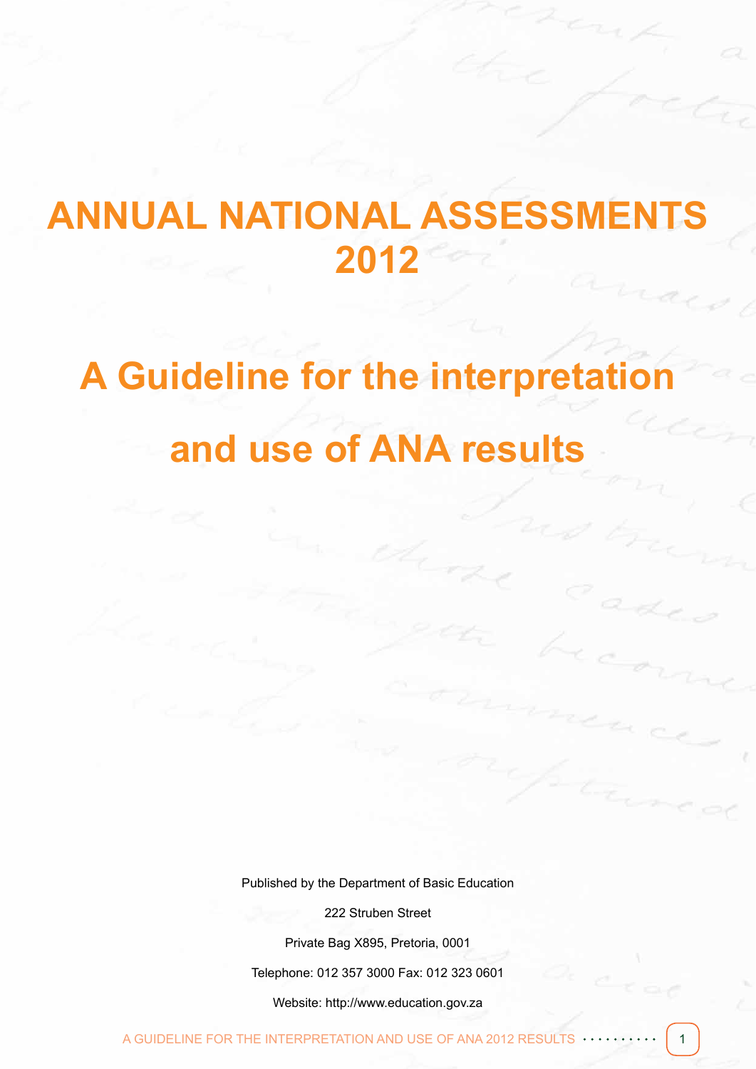# ANNUAL NATIONAL ASSESSMENTS 2012

# A Guideline for the interpretation and use of ANA results

Published by the Department of Basic Education

222 Struben Street

Private Bag X895, Pretoria, 0001

Telephone: 012 357 3000 Fax: 012 323 0601

Website: http://www.education.gov.za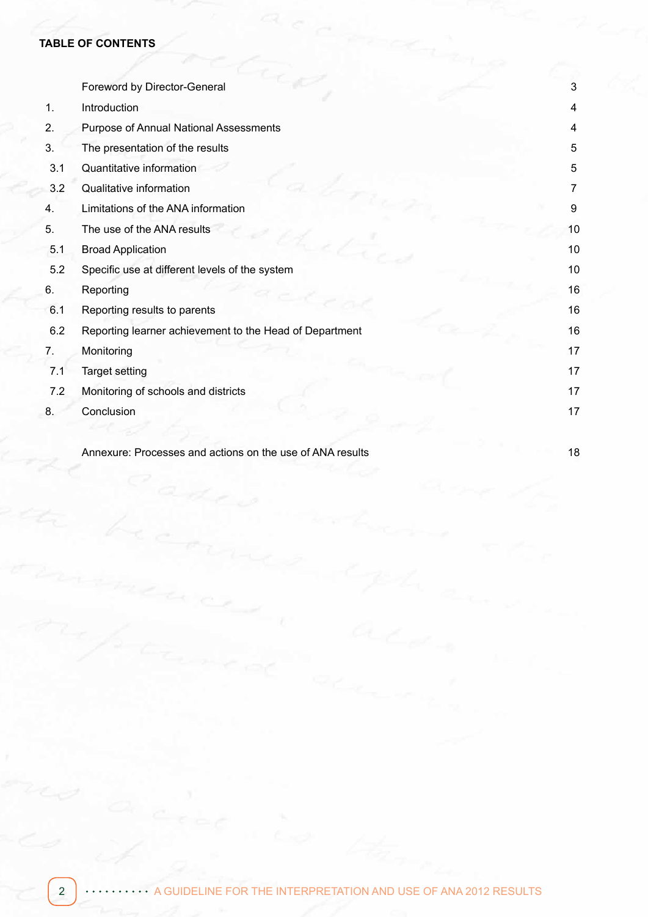**TABLE OF CONTENTS**

| | | |
|---|---|---|
| | Foreword by Director-General | 3 |
| 1. | Introduction | 4 |
| 2. | Purpose of Annual National Assessments | 4 |
| 3. | The presentation of the results | 5 |
| 3.1 | Quantitative information | 5 |
| 3.2 | Qualitative information | 7 |
| 4. | Limitations of the ANA information | 9 |
| 5. | The use of the ANA results | 10 |
| 5.1 | Broad Application | 10 |
| 5.2 | Specific use at different levels of the system | 10 |
| 6. | Reporting | 16 |
| 6.1 | Reporting results to parents | 16 |
| 6.2 | Reporting learner achievement to the Head of Department | 16 |
| 7. | Monitoring | 17 |
| 7.1 | Target setting | 17 |
| 7.2 | Monitoring of schools and districts | 17 |
| 8. | Conclusion | 17 |
| | Annexure: Processes and actions on the use of ANA results | 18 |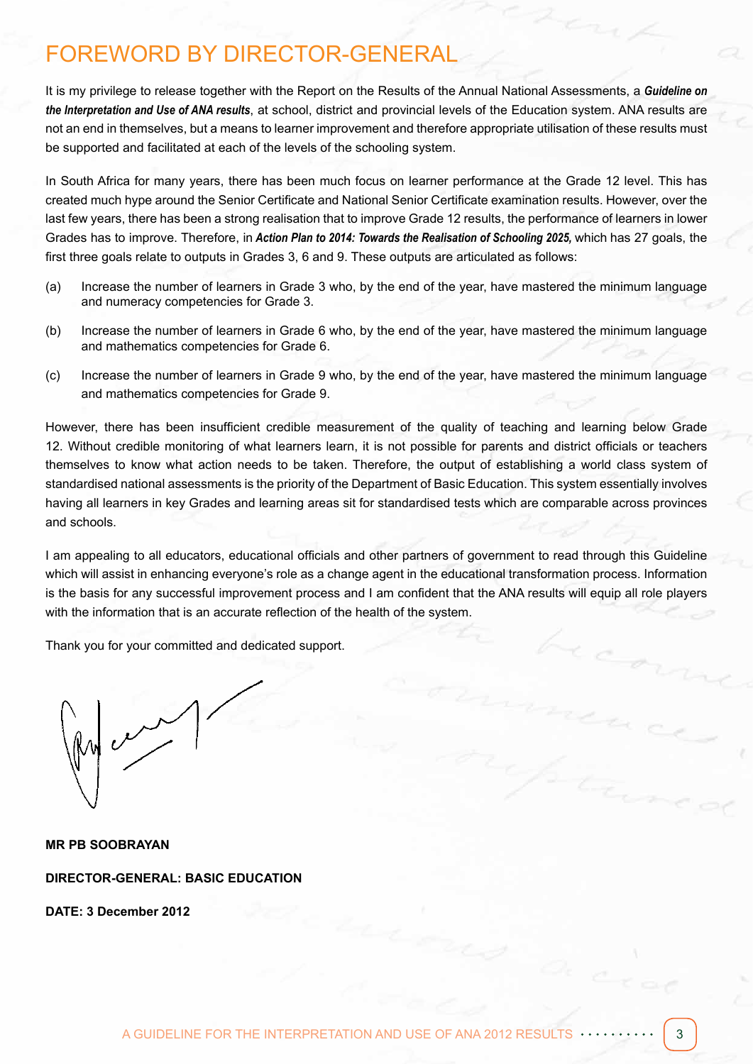# FOREWORD BY DIRECTOR-GENERAL

It is my privilege to release together with the Report on the Results of the Annual National Assessments, a ***Guideline on the Interpretation and Use of ANA results***, at school, district and provincial levels of the Education system. ANA results are not an end in themselves, but a means to learner improvement and therefore appropriate utilisation of these results must be supported and facilitated at each of the levels of the schooling system.

In South Africa for many years, there has been much focus on learner performance at the Grade 12 level. This has created much hype around the Senior Certificate and National Senior Certificate examination results. However, over the last few years, there has been a strong realisation that to improve Grade 12 results, the performance of learners in lower Grades has to improve. Therefore, in ***Action Plan to 2014: Towards the Realisation of Schooling 2025,*** which has 27 goals, the first three goals relate to outputs in Grades 3, 6 and 9. These outputs are articulated as follows:

(a) Increase the number of learners in Grade 3 who, by the end of the year, have mastered the minimum language and numeracy competencies for Grade 3.

(b) Increase the number of learners in Grade 6 who, by the end of the year, have mastered the minimum language and mathematics competencies for Grade 6.

(c) Increase the number of learners in Grade 9 who, by the end of the year, have mastered the minimum language and mathematics competencies for Grade 9.

However, there has been insufficient credible measurement of the quality of teaching and learning below Grade 12. Without credible monitoring of what learners learn, it is not possible for parents and district officials or teachers themselves to know what action needs to be taken. Therefore, the output of establishing a world class system of standardised national assessments is the priority of the Department of Basic Education. This system essentially involves having all learners in key Grades and learning areas sit for standardised tests which are comparable across provinces and schools.

I am appealing to all educators, educational officials and other partners of government to read through this Guideline which will assist in enhancing everyone's role as a change agent in the educational transformation process. Information is the basis for any successful improvement process and I am confident that the ANA results will equip all role players with the information that is an accurate reflection of the health of the system.

Thank you for your committed and dedicated support.

**MR PB SOOBRAYAN**

**DIRECTOR-GENERAL: BASIC EDUCATION**

**DATE: 3 December 2012**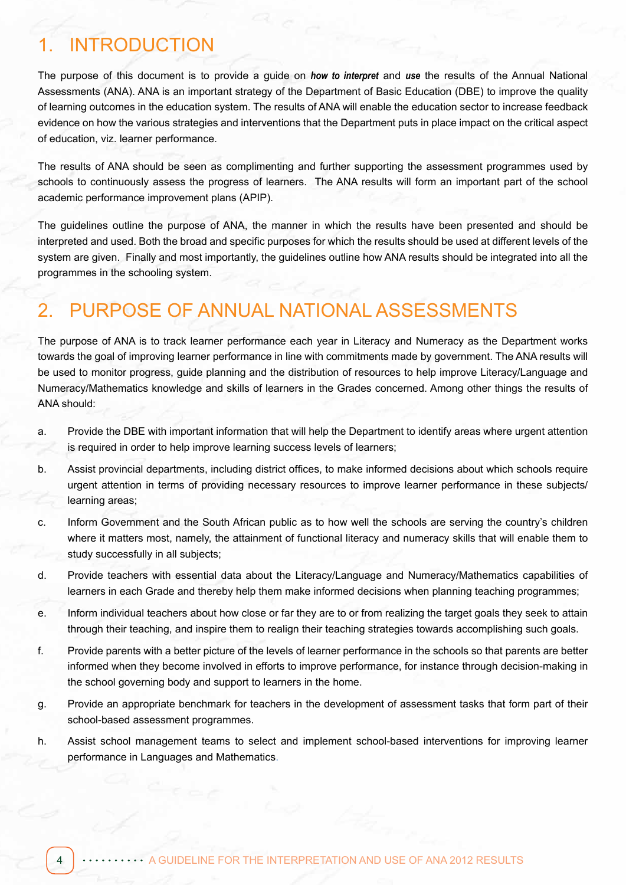# 1. INTRODUCTION

The purpose of this document is to provide a guide on ***how to interpret*** and ***use*** the results of the Annual National Assessments (ANA). ANA is an important strategy of the Department of Basic Education (DBE) to improve the quality of learning outcomes in the education system. The results of ANA will enable the education sector to increase feedback evidence on how the various strategies and interventions that the Department puts in place impact on the critical aspect of education, viz. learner performance.

The results of ANA should be seen as complimenting and further supporting the assessment programmes used by schools to continuously assess the progress of learners. The ANA results will form an important part of the school academic performance improvement plans (APIP).

The guidelines outline the purpose of ANA, the manner in which the results have been presented and should be interpreted and used. Both the broad and specific purposes for which the results should be used at different levels of the system are given. Finally and most importantly, the guidelines outline how ANA results should be integrated into all the programmes in the schooling system.

# 2. PURPOSE OF ANNUAL NATIONAL ASSESSMENTS

The purpose of ANA is to track learner performance each year in Literacy and Numeracy as the Department works towards the goal of improving learner performance in line with commitments made by government. The ANA results will be used to monitor progress, guide planning and the distribution of resources to help improve Literacy/Language and Numeracy/Mathematics knowledge and skills of learners in the Grades concerned. Among other things the results of ANA should:

a. Provide the DBE with important information that will help the Department to identify areas where urgent attention is required in order to help improve learning success levels of learners;

b. Assist provincial departments, including district offices, to make informed decisions about which schools require urgent attention in terms of providing necessary resources to improve learner performance in these subjects/ learning areas;

c. Inform Government and the South African public as to how well the schools are serving the country's children where it matters most, namely, the attainment of functional literacy and numeracy skills that will enable them to study successfully in all subjects;

d. Provide teachers with essential data about the Literacy/Language and Numeracy/Mathematics capabilities of learners in each Grade and thereby help them make informed decisions when planning teaching programmes;

e. Inform individual teachers about how close or far they are to or from realizing the target goals they seek to attain through their teaching, and inspire them to realign their teaching strategies towards accomplishing such goals.

f. Provide parents with a better picture of the levels of learner performance in the schools so that parents are better informed when they become involved in efforts to improve performance, for instance through decision-making in the school governing body and support to learners in the home.

g. Provide an appropriate benchmark for teachers in the development of assessment tasks that form part of their school-based assessment programmes.

h. Assist school management teams to select and implement school-based interventions for improving learner performance in Languages and Mathematics.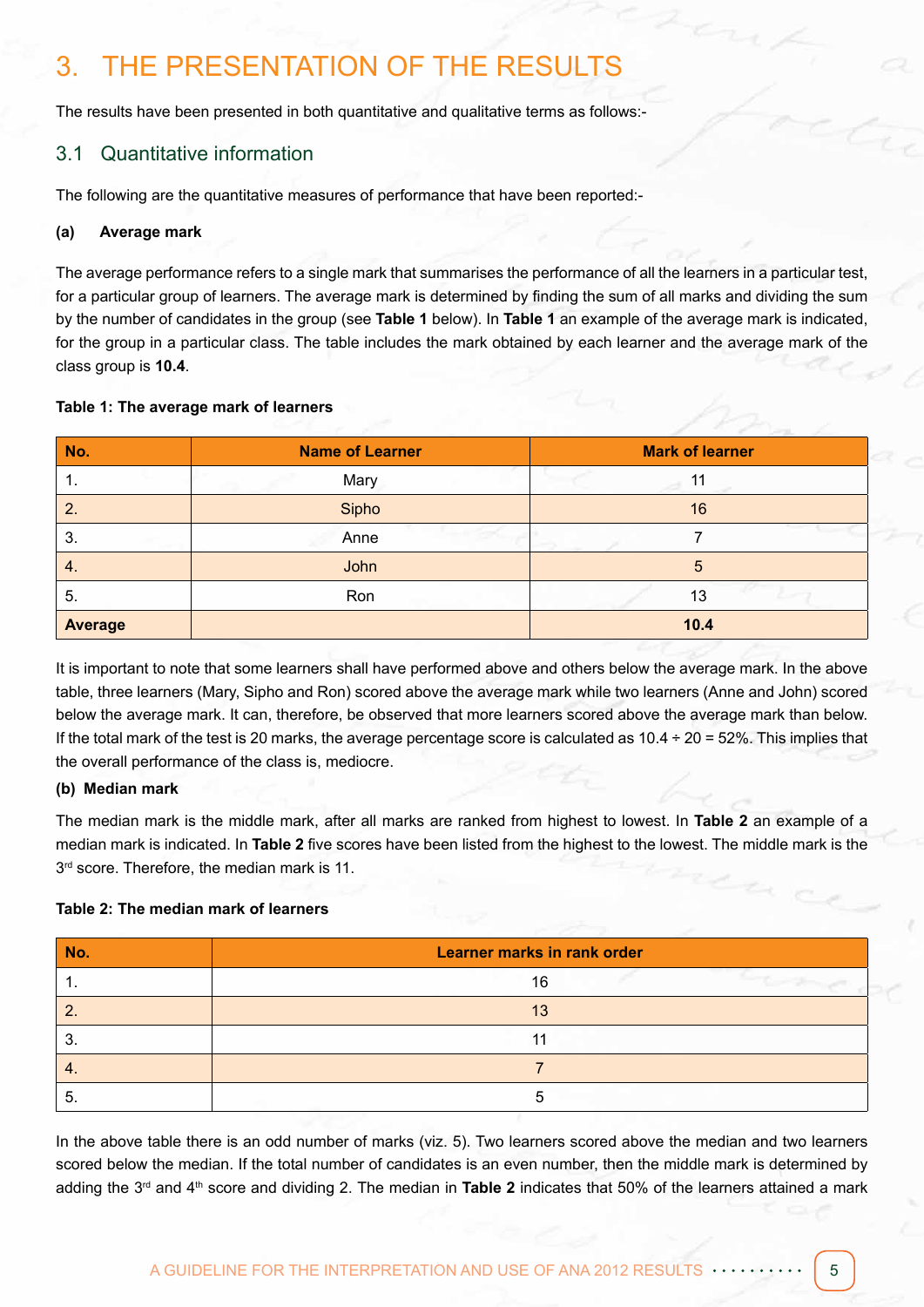# 3. THE PRESENTATION OF THE RESULTS

The results have been presented in both quantitative and qualitative terms as follows:-

## 3.1 Quantitative information

The following are the quantitative measures of performance that have been reported:-

**(a) Average mark**

The average performance refers to a single mark that summarises the performance of all the learners in a particular test, for a particular group of learners. The average mark is determined by finding the sum of all marks and dividing the sum by the number of candidates in the group (see **Table 1** below). In **Table 1** an example of the average mark is indicated, for the group in a particular class. The table includes the mark obtained by each learner and the average mark of the class group is **10.4**.

**Table 1: The average mark of learners**

| No. | Name of Learner | Mark of learner |
|---|---|---|
| 1. | Mary | 11 |
| 2. | Sipho | 16 |
| 3. | Anne | 7 |
| 4. | John | 5 |
| 5. | Ron | 13 |
| **Average** | | **10.4** |

It is important to note that some learners shall have performed above and others below the average mark. In the above table, three learners (Mary, Sipho and Ron) scored above the average mark while two learners (Anne and John) scored below the average mark. It can, therefore, be observed that more learners scored above the average mark than below. If the total mark of the test is 20 marks, the average percentage score is calculated as 10.4 ÷ 20 = 52%. This implies that the overall performance of the class is, mediocre.

**(b) Median mark**

The median mark is the middle mark, after all marks are ranked from highest to lowest. In **Table 2** an example of a median mark is indicated. In **Table 2** five scores have been listed from the highest to the lowest. The middle mark is the 3rd score. Therefore, the median mark is 11.

**Table 2: The median mark of learners**

| No. | Learner marks in rank order |
|---|---|
| 1. | 16 |
| 2. | 13 |
| 3. | 11 |
| 4. | 7 |
| 5. | 5 |

In the above table there is an odd number of marks (viz. 5). Two learners scored above the median and two learners scored below the median. If the total number of candidates is an even number, then the middle mark is determined by adding the 3rd and 4th score and dividing 2. The median in **Table 2** indicates that 50% of the learners attained a mark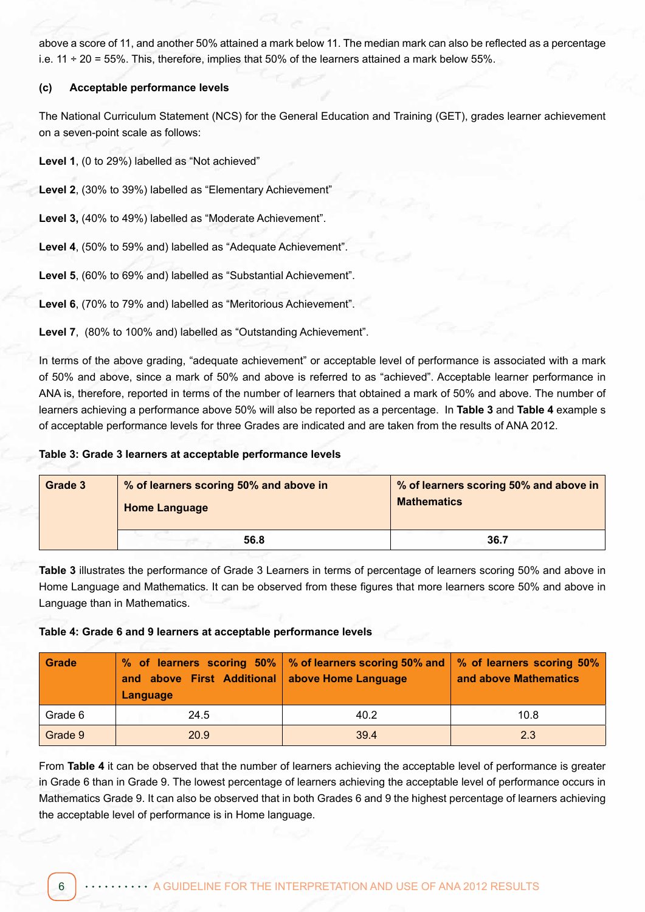above a score of 11, and another 50% attained a mark below 11. The median mark can also be reflected as a percentage i.e. 11 ÷ 20 = 55%. This, therefore, implies that 50% of the learners attained a mark below 55%.

**(c) Acceptable performance levels**

The National Curriculum Statement (NCS) for the General Education and Training (GET), grades learner achievement on a seven-point scale as follows:

**Level 1**, (0 to 29%) labelled as "Not achieved"

**Level 2**, (30% to 39%) labelled as "Elementary Achievement"

**Level 3,** (40% to 49%) labelled as "Moderate Achievement".

**Level 4**, (50% to 59% and) labelled as "Adequate Achievement".

**Level 5**, (60% to 69% and) labelled as "Substantial Achievement".

**Level 6**, (70% to 79% and) labelled as "Meritorious Achievement".

**Level 7**, (80% to 100% and) labelled as "Outstanding Achievement".

In terms of the above grading, "adequate achievement" or acceptable level of performance is associated with a mark of 50% and above, since a mark of 50% and above is referred to as "achieved". Acceptable learner performance in ANA is, therefore, reported in terms of the number of learners that obtained a mark of 50% and above. The number of learners achieving a performance above 50% will also be reported as a percentage. In **Table 3** and **Table 4** example s of acceptable performance levels for three Grades are indicated and are taken from the results of ANA 2012.

**Table 3: Grade 3 learners at acceptable performance levels**

| Grade 3 | % of learners scoring 50% and above in Home Language | % of learners scoring 50% and above in Mathematics |
|---|---|---|
| | 56.8 | 36.7 |

**Table 3** illustrates the performance of Grade 3 Learners in terms of percentage of learners scoring 50% and above in Home Language and Mathematics. It can be observed from these figures that more learners score 50% and above in Language than in Mathematics.

**Table 4: Grade 6 and 9 learners at acceptable performance levels**

| Grade | % of learners scoring 50% and above First Additional Language | % of learners scoring 50% and above Home Language | % of learners scoring 50% and above Mathematics |
|---|---|---|---|
| Grade 6 | 24.5 | 40.2 | 10.8 |
| Grade 9 | 20.9 | 39.4 | 2.3 |

From **Table 4** it can be observed that the number of learners achieving the acceptable level of performance is greater in Grade 6 than in Grade 9. The lowest percentage of learners achieving the acceptable level of performance occurs in Mathematics Grade 9. It can also be observed that in both Grades 6 and 9 the highest percentage of learners achieving the acceptable level of performance is in Home language.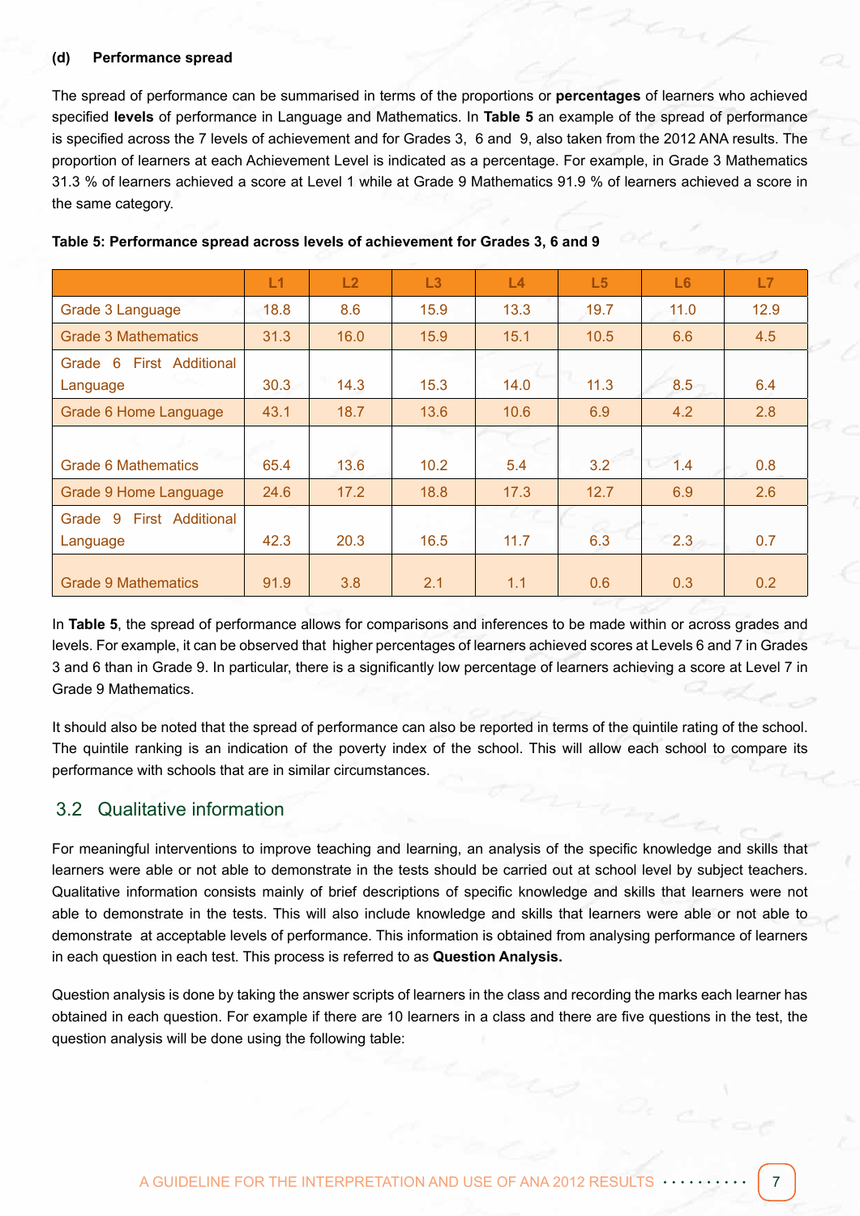#### (d) Performance spread

The spread of performance can be summarised in terms of the proportions or **percentages** of learners who achieved specified **levels** of performance in Language and Mathematics. In **Table 5** an example of the spread of performance is specified across the 7 levels of achievement and for Grades 3, 6 and 9, also taken from the 2012 ANA results. The proportion of learners at each Achievement Level is indicated as a percentage. For example, in Grade 3 Mathematics 31.3 % of learners achieved a score at Level 1 while at Grade 9 Mathematics 91.9 % of learners achieved a score in the same category.

**Table 5: Performance spread across levels of achievement for Grades 3, 6 and 9**

| | L1 | L2 | L3 | L4 | L5 | L6 | L7 |
|---|---|---|---|---|---|---|---|
| Grade 3 Language | 18.8 | 8.6 | 15.9 | 13.3 | 19.7 | 11.0 | 12.9 |
| Grade 3 Mathematics | 31.3 | 16.0 | 15.9 | 15.1 | 10.5 | 6.6 | 4.5 |
| Grade 6 First Additional Language | 30.3 | 14.3 | 15.3 | 14.0 | 11.3 | 8.5 | 6.4 |
| Grade 6 Home Language | 43.1 | 18.7 | 13.6 | 10.6 | 6.9 | 4.2 | 2.8 |
| Grade 6 Mathematics | 65.4 | 13.6 | 10.2 | 5.4 | 3.2 | 1.4 | 0.8 |
| Grade 9 Home Language | 24.6 | 17.2 | 18.8 | 17.3 | 12.7 | 6.9 | 2.6 |
| Grade 9 First Additional Language | 42.3 | 20.3 | 16.5 | 11.7 | 6.3 | 2.3 | 0.7 |
| Grade 9 Mathematics | 91.9 | 3.8 | 2.1 | 1.1 | 0.6 | 0.3 | 0.2 |

In **Table 5**, the spread of performance allows for comparisons and inferences to be made within or across grades and levels. For example, it can be observed that higher percentages of learners achieved scores at Levels 6 and 7 in Grades 3 and 6 than in Grade 9. In particular, there is a significantly low percentage of learners achieving a score at Level 7 in Grade 9 Mathematics.

It should also be noted that the spread of performance can also be reported in terms of the quintile rating of the school. The quintile ranking is an indication of the poverty index of the school. This will allow each school to compare its performance with schools that are in similar circumstances.

## 3.2 Qualitative information

For meaningful interventions to improve teaching and learning, an analysis of the specific knowledge and skills that learners were able or not able to demonstrate in the tests should be carried out at school level by subject teachers. Qualitative information consists mainly of brief descriptions of specific knowledge and skills that learners were not able to demonstrate in the tests. This will also include knowledge and skills that learners were able or not able to demonstrate at acceptable levels of performance. This information is obtained from analysing performance of learners in each question in each test. This process is referred to as **Question Analysis.**

Question analysis is done by taking the answer scripts of learners in the class and recording the marks each learner has obtained in each question. For example if there are 10 learners in a class and there are five questions in the test, the question analysis will be done using the following table: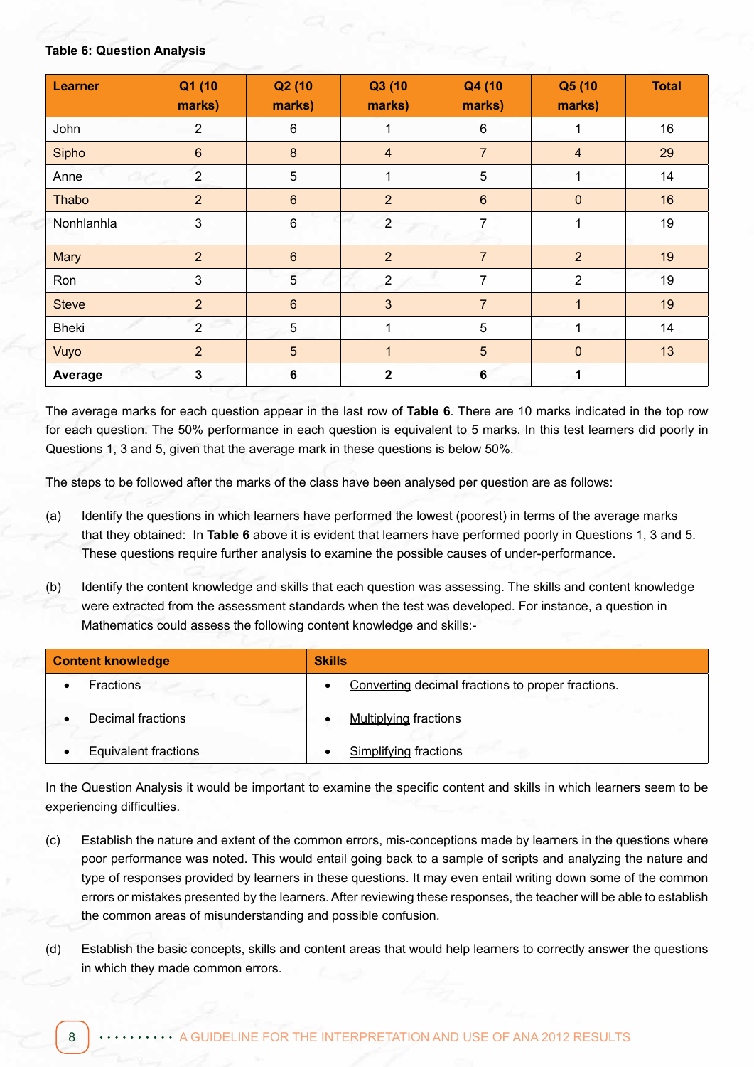**Table 6: Question Analysis**

| Learner | Q1 (10 marks) | Q2 (10 marks) | Q3 (10 marks) | Q4 (10 marks) | Q5 (10 marks) | Total |
|---|---|---|---|---|---|---|
| John | 2 | 6 | 1 | 6 | 1 | 16 |
| Sipho | 6 | 8 | 4 | 7 | 4 | 29 |
| Anne | 2 | 5 | 1 | 5 | 1 | 14 |
| Thabo | 2 | 6 | 2 | 6 | 0 | 16 |
| Nonhlanhla | 3 | 6 | 2 | 7 | 1 | 19 |
| Mary | 2 | 6 | 2 | 7 | 2 | 19 |
| Ron | 3 | 5 | 2 | 7 | 2 | 19 |
| Steve | 2 | 6 | 3 | 7 | 1 | 19 |
| Bheki | 2 | 5 | 1 | 5 | 1 | 14 |
| Vuyo | 2 | 5 | 1 | 5 | 0 | 13 |
| **Average** | **3** | **6** | **2** | **6** | **1** | |

The average marks for each question appear in the last row of **Table 6**. There are 10 marks indicated in the top row for each question. The 50% performance in each question is equivalent to 5 marks. In this test learners did poorly in Questions 1, 3 and 5, given that the average mark in these questions is below 50%.

The steps to be followed after the marks of the class have been analysed per question are as follows:

(a) Identify the questions in which learners have performed the lowest (poorest) in terms of the average marks that they obtained: In **Table 6** above it is evident that learners have performed poorly in Questions 1, 3 and 5. These questions require further analysis to examine the possible causes of under-performance.

(b) Identify the content knowledge and skills that each question was assessing. The skills and content knowledge were extracted from the assessment standards when the test was developed. For instance, a question in Mathematics could assess the following content knowledge and skills:-

| Content knowledge | Skills |
|---|---|
| • Fractions | • <u>Converting</u> decimal fractions to proper fractions. |
| • Decimal fractions | • <u>Multiplying</u> fractions |
| • Equivalent fractions | • <u>Simplifying</u> fractions |

In the Question Analysis it would be important to examine the specific content and skills in which learners seem to be experiencing difficulties.

(c) Establish the nature and extent of the common errors, mis-conceptions made by learners in the questions where poor performance was noted. This would entail going back to a sample of scripts and analyzing the nature and type of responses provided by learners in these questions. It may even entail writing down some of the common errors or mistakes presented by the learners. After reviewing these responses, the teacher will be able to establish the common areas of misunderstanding and possible confusion.

(d) Establish the basic concepts, skills and content areas that would help learners to correctly answer the questions in which they made common errors.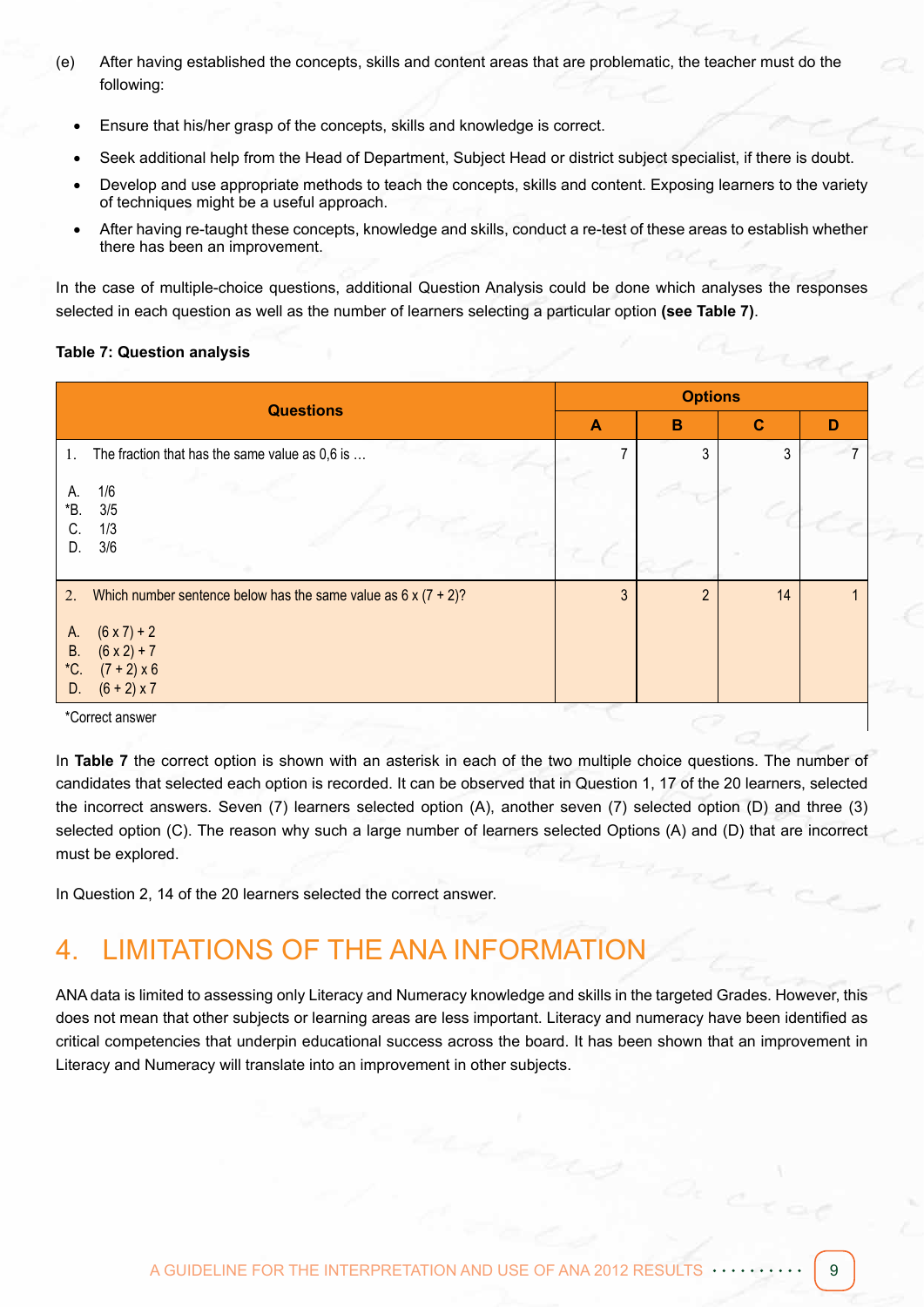(e) After having established the concepts, skills and content areas that are problematic, the teacher must do the following:

- Ensure that his/her grasp of the concepts, skills and knowledge is correct.
- Seek additional help from the Head of Department, Subject Head or district subject specialist, if there is doubt.
- Develop and use appropriate methods to teach the concepts, skills and content. Exposing learners to the variety of techniques might be a useful approach.
- After having re-taught these concepts, knowledge and skills, conduct a re-test of these areas to establish whether there has been an improvement.

In the case of multiple-choice questions, additional Question Analysis could be done which analyses the responses selected in each question as well as the number of learners selecting a particular option **(see Table 7)**.

**Table 7: Question analysis**

| Questions | Options | | | |
|---|---|---|---|---|
| | A | B | C | D |
| 1. The fraction that has the same value as 0,6 is … <br> A. 1/6 <br> *B. 3/5 <br> C. 1/3 <br> D. 3/6 | 7 | 3 | 3 | 7 |
| 2. Which number sentence below has the same value as 6 x (7 + 2)? <br> A. (6 x 7) + 2 <br> B. (6 x 2) + 7 <br> *C. (7 + 2) x 6 <br> D. (6 + 2) x 7 | 3 | 2 | 14 | 1 |

*Correct answer

In **Table 7** the correct option is shown with an asterisk in each of the two multiple choice questions. The number of candidates that selected each option is recorded. It can be observed that in Question 1, 17 of the 20 learners, selected the incorrect answers. Seven (7) learners selected option (A), another seven (7) selected option (D) and three (3) selected option (C). The reason why such a large number of learners selected Options (A) and (D) that are incorrect must be explored.

In Question 2, 14 of the 20 learners selected the correct answer.

## 4. LIMITATIONS OF THE ANA INFORMATION

ANA data is limited to assessing only Literacy and Numeracy knowledge and skills in the targeted Grades. However, this does not mean that other subjects or learning areas are less important. Literacy and numeracy have been identified as critical competencies that underpin educational success across the board. It has been shown that an improvement in Literacy and Numeracy will translate into an improvement in other subjects.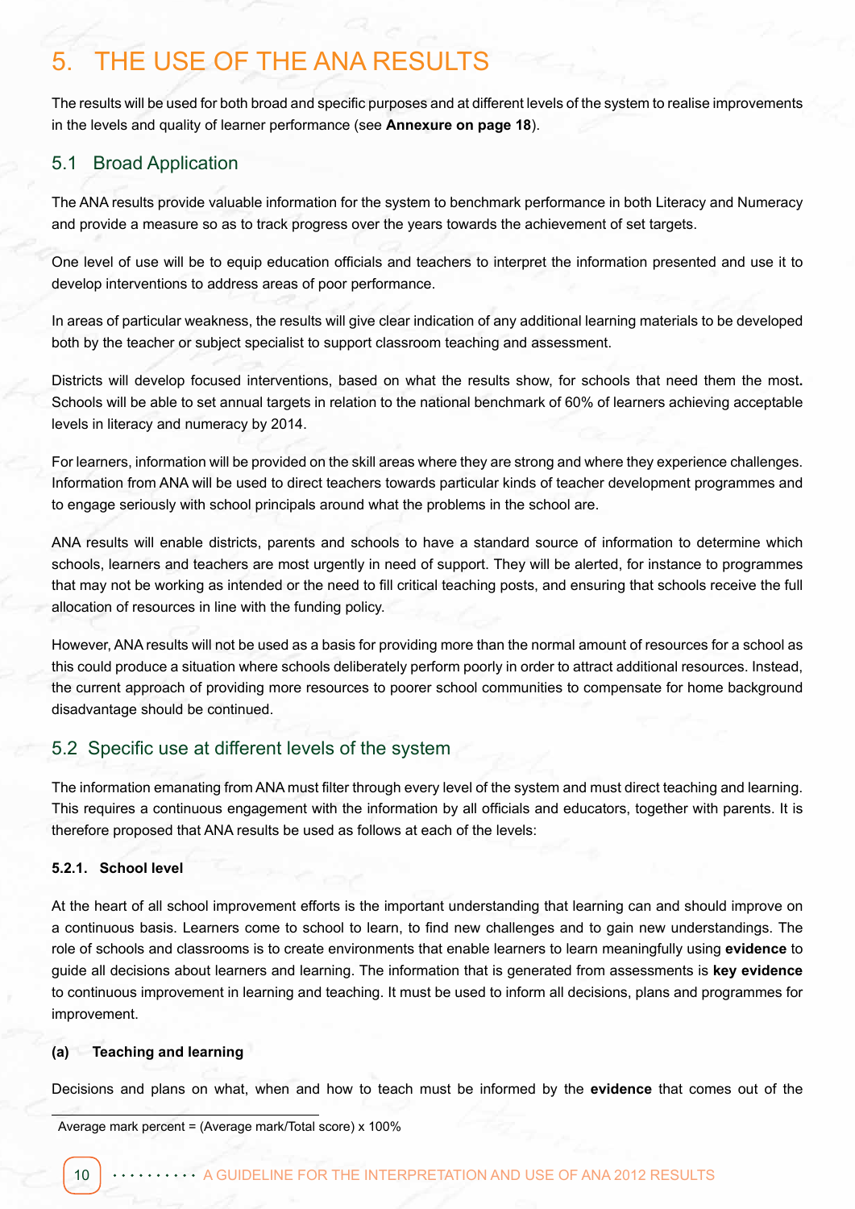# 5. THE USE OF THE ANA RESULTS

The results will be used for both broad and specific purposes and at different levels of the system to realise improvements in the levels and quality of learner performance (see **Annexure on page 18**).

## 5.1 Broad Application

The ANA results provide valuable information for the system to benchmark performance in both Literacy and Numeracy and provide a measure so as to track progress over the years towards the achievement of set targets.

One level of use will be to equip education officials and teachers to interpret the information presented and use it to develop interventions to address areas of poor performance.

In areas of particular weakness, the results will give clear indication of any additional learning materials to be developed both by the teacher or subject specialist to support classroom teaching and assessment.

Districts will develop focused interventions, based on what the results show, for schools that need them the most**.** Schools will be able to set annual targets in relation to the national benchmark of 60% of learners achieving acceptable levels in literacy and numeracy by 2014.

For learners, information will be provided on the skill areas where they are strong and where they experience challenges. Information from ANA will be used to direct teachers towards particular kinds of teacher development programmes and to engage seriously with school principals around what the problems in the school are.

ANA results will enable districts, parents and schools to have a standard source of information to determine which schools, learners and teachers are most urgently in need of support. They will be alerted, for instance to programmes that may not be working as intended or the need to fill critical teaching posts, and ensuring that schools receive the full allocation of resources in line with the funding policy.

However, ANA results will not be used as a basis for providing more than the normal amount of resources for a school as this could produce a situation where schools deliberately perform poorly in order to attract additional resources. Instead, the current approach of providing more resources to poorer school communities to compensate for home background disadvantage should be continued.

## 5.2 Specific use at different levels of the system

The information emanating from ANA must filter through every level of the system and must direct teaching and learning. This requires a continuous engagement with the information by all officials and educators, together with parents. It is therefore proposed that ANA results be used as follows at each of the levels:

#### 5.2.1. School level

At the heart of all school improvement efforts is the important understanding that learning can and should improve on a continuous basis. Learners come to school to learn, to find new challenges and to gain new understandings. The role of schools and classrooms is to create environments that enable learners to learn meaningfully using **evidence** to guide all decisions about learners and learning. The information that is generated from assessments is **key evidence** to continuous improvement in learning and teaching. It must be used to inform all decisions, plans and programmes for improvement.

#### (a) Teaching and learning

Decisions and plans on what, when and how to teach must be informed by the **evidence** that comes out of the

---

Average mark percent = (Average mark/Total score) x 100%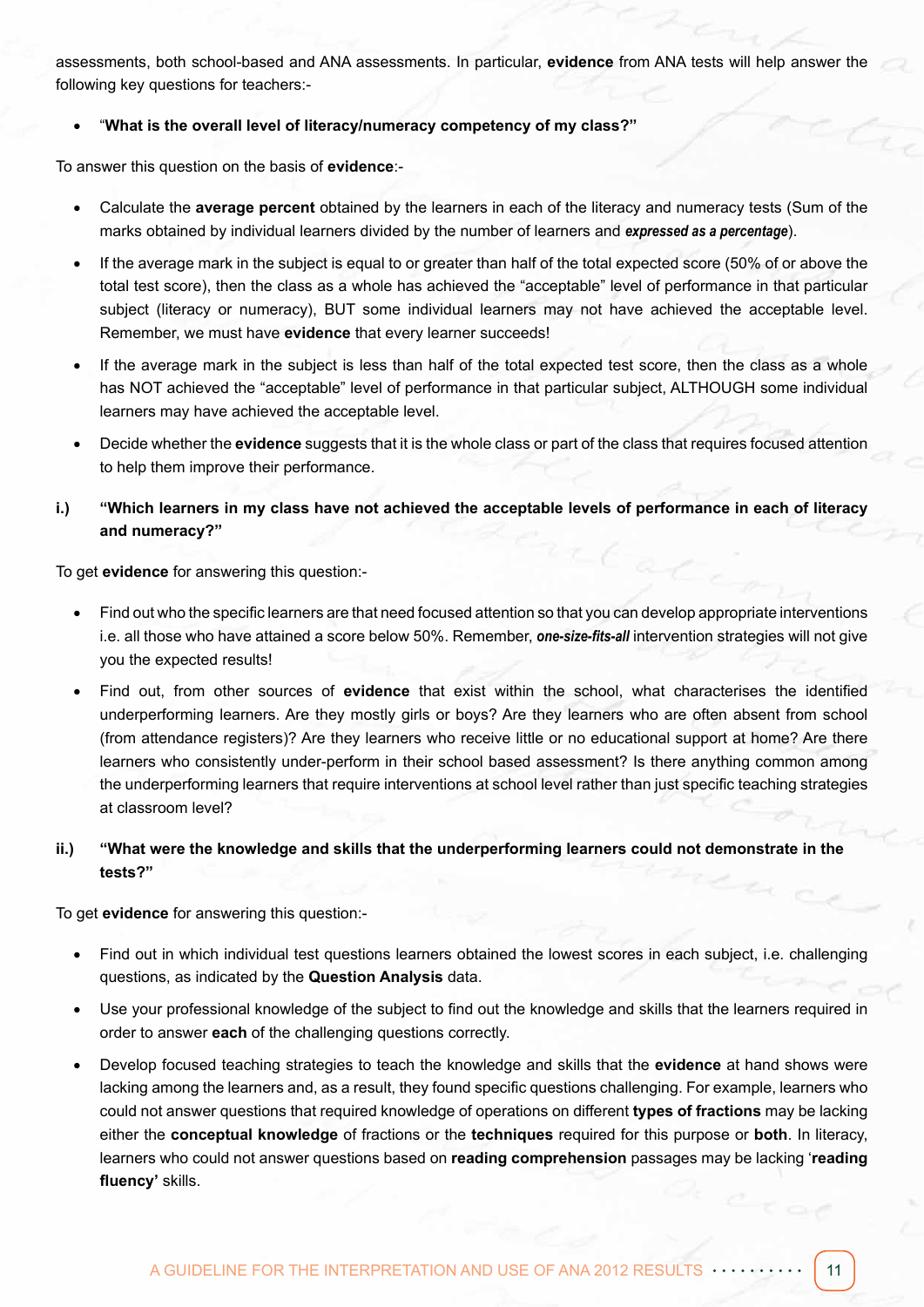assessments, both school-based and ANA assessments. In particular, **evidence** from ANA tests will help answer the following key questions for teachers:-

- "**What is the overall level of literacy/numeracy competency of my class?"**

To answer this question on the basis of **evidence**:-

- Calculate the **average percent** obtained by the learners in each of the literacy and numeracy tests (Sum of the marks obtained by individual learners divided by the number of learners and ***expressed as a percentage***).
- If the average mark in the subject is equal to or greater than half of the total expected score (50% of or above the total test score), then the class as a whole has achieved the "acceptable" level of performance in that particular subject (literacy or numeracy), BUT some individual learners may not have achieved the acceptable level. Remember, we must have **evidence** that every learner succeeds!
- If the average mark in the subject is less than half of the total expected test score, then the class as a whole has NOT achieved the "acceptable" level of performance in that particular subject, ALTHOUGH some individual learners may have achieved the acceptable level.
- Decide whether the **evidence** suggests that it is the whole class or part of the class that requires focused attention to help them improve their performance.

**i.) "Which learners in my class have not achieved the acceptable levels of performance in each of literacy and numeracy?"**

To get **evidence** for answering this question:-

- Find out who the specific learners are that need focused attention so that you can develop appropriate interventions i.e. all those who have attained a score below 50%. Remember, ***one-size-fits-all*** intervention strategies will not give you the expected results!
- Find out, from other sources of **evidence** that exist within the school, what characterises the identified underperforming learners. Are they mostly girls or boys? Are they learners who are often absent from school (from attendance registers)? Are they learners who receive little or no educational support at home? Are there learners who consistently under-perform in their school based assessment? Is there anything common among the underperforming learners that require interventions at school level rather than just specific teaching strategies at classroom level?

**ii.) "What were the knowledge and skills that the underperforming learners could not demonstrate in the tests?"**

To get **evidence** for answering this question:-

- Find out in which individual test questions learners obtained the lowest scores in each subject, i.e. challenging questions, as indicated by the **Question Analysis** data.
- Use your professional knowledge of the subject to find out the knowledge and skills that the learners required in order to answer **each** of the challenging questions correctly.
- Develop focused teaching strategies to teach the knowledge and skills that the **evidence** at hand shows were lacking among the learners and, as a result, they found specific questions challenging. For example, learners who could not answer questions that required knowledge of operations on different **types of fractions** may be lacking either the **conceptual knowledge** of fractions or the **techniques** required for this purpose or **both**. In literacy, learners who could not answer questions based on **reading comprehension** passages may be lacking '**reading fluency'** skills.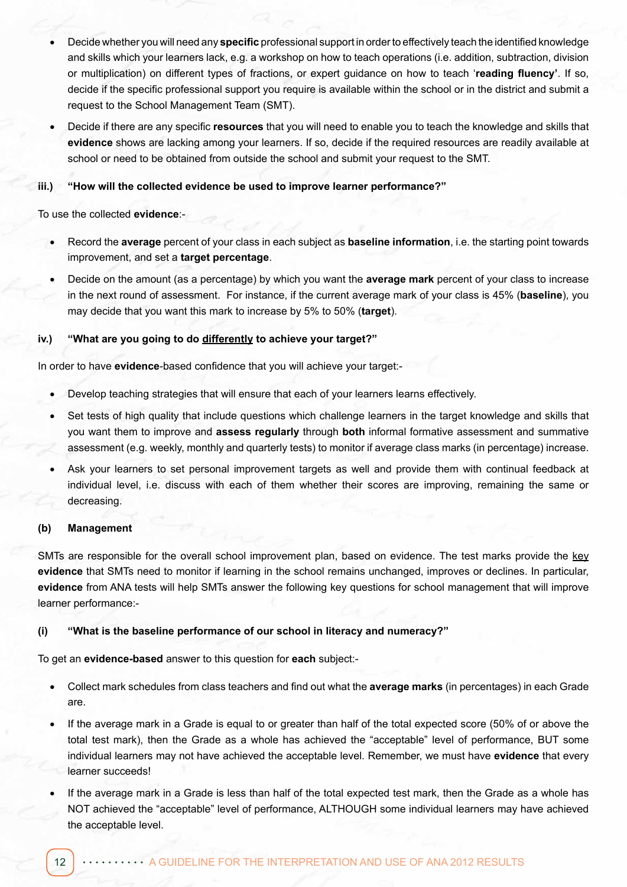- Decide whether you will need any **specific** professional support in order to effectively teach the identified knowledge and skills which your learners lack, e.g. a workshop on how to teach operations (i.e. addition, subtraction, division or multiplication) on different types of fractions, or expert guidance on how to teach '**reading fluency'**. If so, decide if the specific professional support you require is available within the school or in the district and submit a request to the School Management Team (SMT).
- Decide if there are any specific **resources** that you will need to enable you to teach the knowledge and skills that **evidence** shows are lacking among your learners. If so, decide if the required resources are readily available at school or need to be obtained from outside the school and submit your request to the SMT.

**iii.) "How will the collected evidence be used to improve learner performance?"**

To use the collected **evidence**:-

- Record the **average** percent of your class in each subject as **baseline information**, i.e. the starting point towards improvement, and set a **target percentage**.
- Decide on the amount (as a percentage) by which you want the **average mark** percent of your class to increase in the next round of assessment. For instance, if the current average mark of your class is 45% (**baseline**), you may decide that you want this mark to increase by 5% to 50% (**target**).

**iv.) "What are you going to do differently to achieve your target?"**

In order to have **evidence**-based confidence that you will achieve your target:-

- Develop teaching strategies that will ensure that each of your learners learns effectively.
- Set tests of high quality that include questions which challenge learners in the target knowledge and skills that you want them to improve and **assess regularly** through **both** informal formative assessment and summative assessment (e.g. weekly, monthly and quarterly tests) to monitor if average class marks (in percentage) increase.
- Ask your learners to set personal improvement targets as well and provide them with continual feedback at individual level, i.e. discuss with each of them whether their scores are improving, remaining the same or decreasing.

**(b) Management**

SMTs are responsible for the overall school improvement plan, based on evidence. The test marks provide the key **evidence** that SMTs need to monitor if learning in the school remains unchanged, improves or declines. In particular, **evidence** from ANA tests will help SMTs answer the following key questions for school management that will improve learner performance:-

**(i) "What is the baseline performance of our school in literacy and numeracy?"**

To get an **evidence-based** answer to this question for **each** subject:-

- Collect mark schedules from class teachers and find out what the **average marks** (in percentages) in each Grade are.
- If the average mark in a Grade is equal to or greater than half of the total expected score (50% of or above the total test mark), then the Grade as a whole has achieved the "acceptable" level of performance, BUT some individual learners may not have achieved the acceptable level. Remember, we must have **evidence** that every learner succeeds!
- If the average mark in a Grade is less than half of the total expected test mark, then the Grade as a whole has NOT achieved the "acceptable" level of performance, ALTHOUGH some individual learners may have achieved the acceptable level.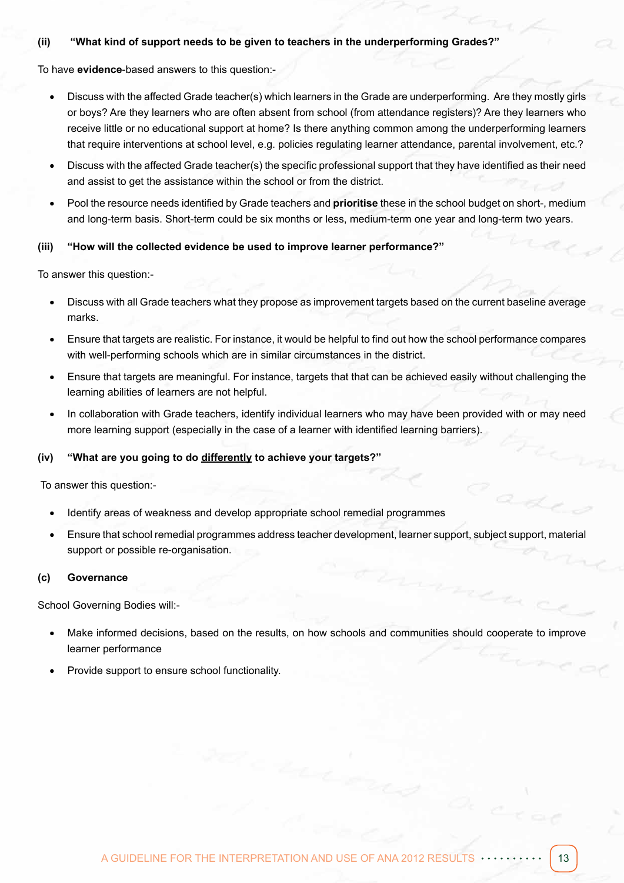**(ii) "What kind of support needs to be given to teachers in the underperforming Grades?"**

To have **evidence**-based answers to this question:-

- Discuss with the affected Grade teacher(s) which learners in the Grade are underperforming. Are they mostly girls or boys? Are they learners who are often absent from school (from attendance registers)? Are they learners who receive little or no educational support at home? Is there anything common among the underperforming learners that require interventions at school level, e.g. policies regulating learner attendance, parental involvement, etc.?
- Discuss with the affected Grade teacher(s) the specific professional support that they have identified as their need and assist to get the assistance within the school or from the district.
- Pool the resource needs identified by Grade teachers and **prioritise** these in the school budget on short-, medium and long-term basis. Short-term could be six months or less, medium-term one year and long-term two years.

**(iii) "How will the collected evidence be used to improve learner performance?"**

To answer this question:-

- Discuss with all Grade teachers what they propose as improvement targets based on the current baseline average marks.
- Ensure that targets are realistic. For instance, it would be helpful to find out how the school performance compares with well-performing schools which are in similar circumstances in the district.
- Ensure that targets are meaningful. For instance, targets that that can be achieved easily without challenging the learning abilities of learners are not helpful.
- In collaboration with Grade teachers, identify individual learners who may have been provided with or may need more learning support (especially in the case of a learner with identified learning barriers).

**(iv) "What are you going to do <u>differently</u> to achieve your targets?"**

To answer this question:-

- Identify areas of weakness and develop appropriate school remedial programmes
- Ensure that school remedial programmes address teacher development, learner support, subject support, material support or possible re-organisation.

**(c) Governance**

School Governing Bodies will:-

- Make informed decisions, based on the results, on how schools and communities should cooperate to improve learner performance
- Provide support to ensure school functionality.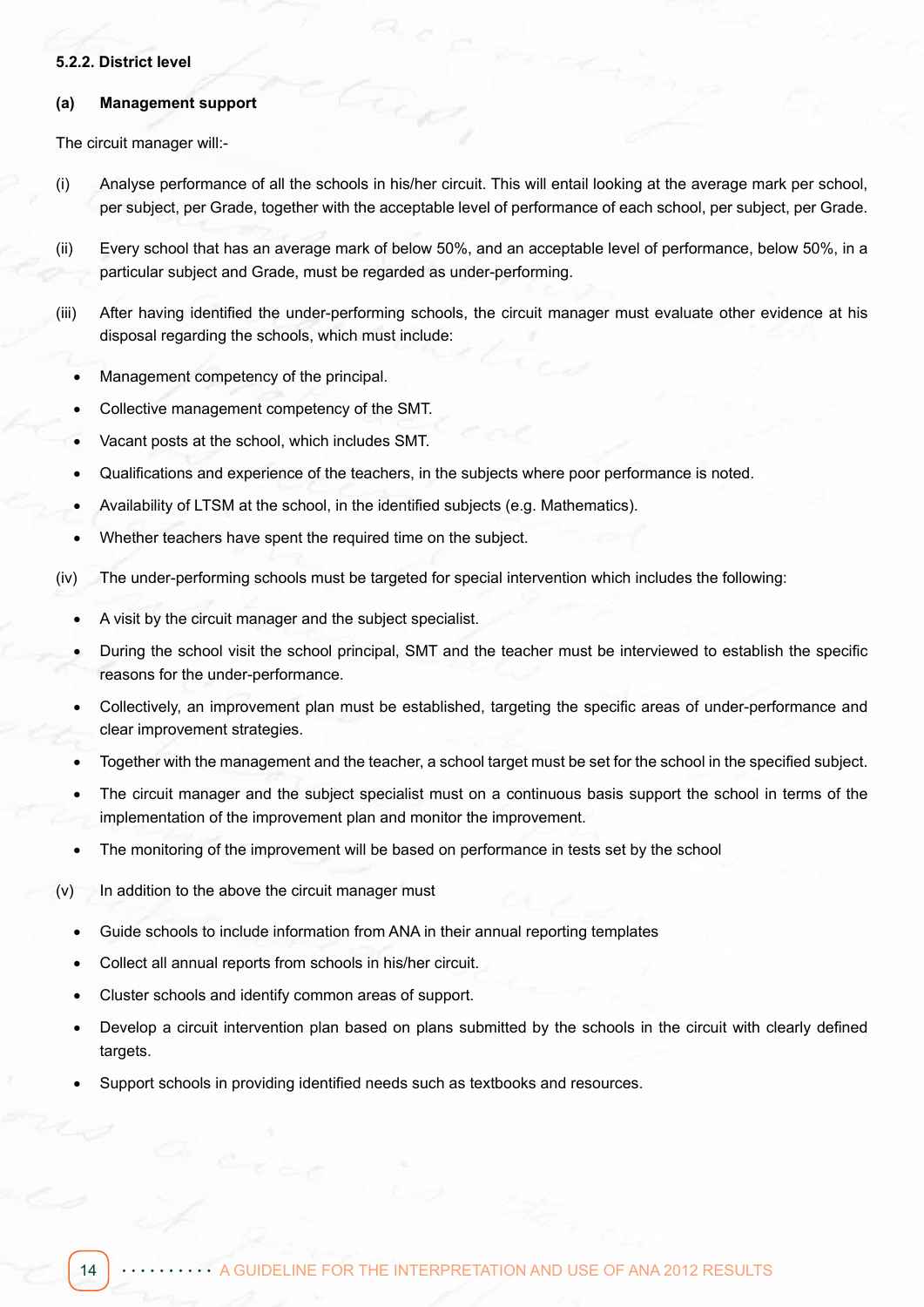#### 5.2.2. District level

**(a) Management support**

The circuit manager will:-

(i) Analyse performance of all the schools in his/her circuit. This will entail looking at the average mark per school, per subject, per Grade, together with the acceptable level of performance of each school, per subject, per Grade.

(ii) Every school that has an average mark of below 50%, and an acceptable level of performance, below 50%, in a particular subject and Grade, must be regarded as under-performing.

(iii) After having identified the under-performing schools, the circuit manager must evaluate other evidence at his disposal regarding the schools, which must include:

- Management competency of the principal.
- Collective management competency of the SMT.
- Vacant posts at the school, which includes SMT.
- Qualifications and experience of the teachers, in the subjects where poor performance is noted.
- Availability of LTSM at the school, in the identified subjects (e.g. Mathematics).
- Whether teachers have spent the required time on the subject.

(iv) The under-performing schools must be targeted for special intervention which includes the following:

- A visit by the circuit manager and the subject specialist.
- During the school visit the school principal, SMT and the teacher must be interviewed to establish the specific reasons for the under-performance.
- Collectively, an improvement plan must be established, targeting the specific areas of under-performance and clear improvement strategies.
- Together with the management and the teacher, a school target must be set for the school in the specified subject.
- The circuit manager and the subject specialist must on a continuous basis support the school in terms of the implementation of the improvement plan and monitor the improvement.
- The monitoring of the improvement will be based on performance in tests set by the school

(v) In addition to the above the circuit manager must

- Guide schools to include information from ANA in their annual reporting templates
- Collect all annual reports from schools in his/her circuit.
- Cluster schools and identify common areas of support.
- Develop a circuit intervention plan based on plans submitted by the schools in the circuit with clearly defined targets.
- Support schools in providing identified needs such as textbooks and resources.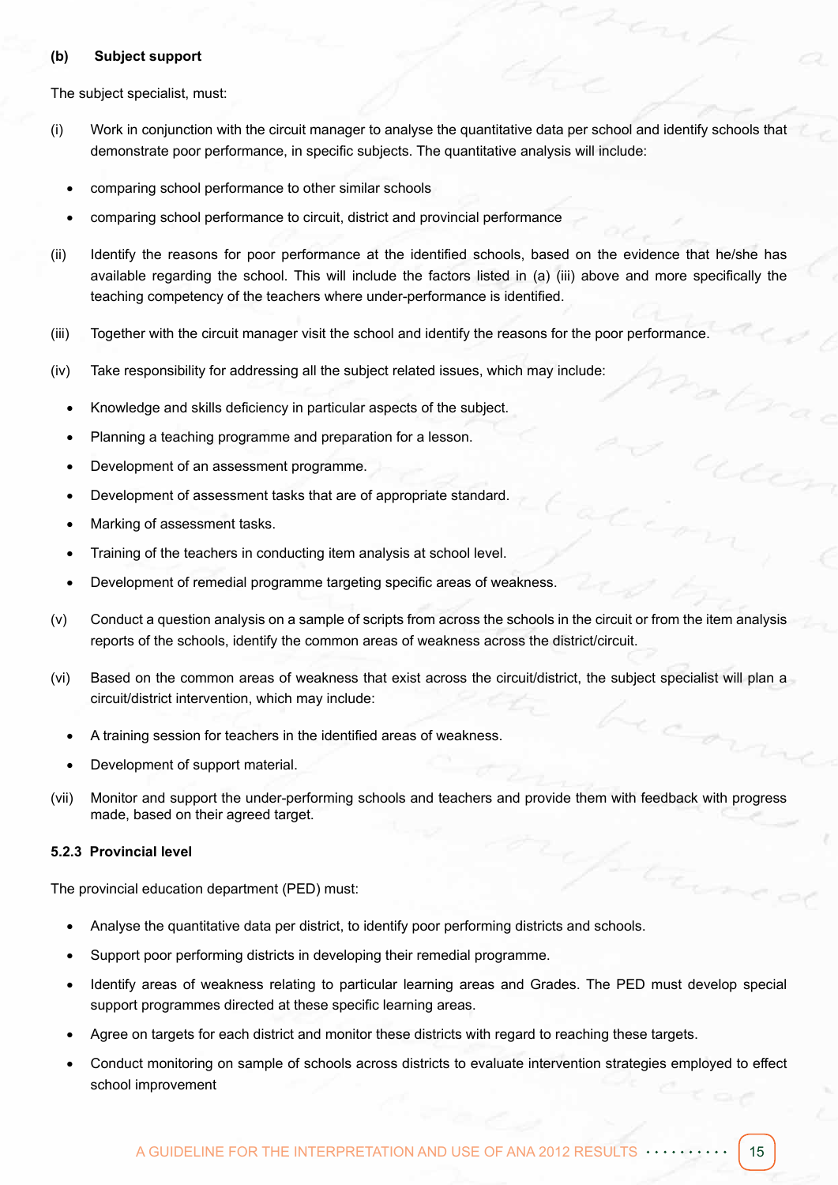**(b) Subject support**

The subject specialist, must:

(i) Work in conjunction with the circuit manager to analyse the quantitative data per school and identify schools that demonstrate poor performance, in specific subjects. The quantitative analysis will include:

- comparing school performance to other similar schools
- comparing school performance to circuit, district and provincial performance

(ii) Identify the reasons for poor performance at the identified schools, based on the evidence that he/she has available regarding the school. This will include the factors listed in (a) (iii) above and more specifically the teaching competency of the teachers where under-performance is identified.

(iii) Together with the circuit manager visit the school and identify the reasons for the poor performance.

(iv) Take responsibility for addressing all the subject related issues, which may include:

- Knowledge and skills deficiency in particular aspects of the subject.
- Planning a teaching programme and preparation for a lesson.
- Development of an assessment programme.
- Development of assessment tasks that are of appropriate standard.
- Marking of assessment tasks.
- Training of the teachers in conducting item analysis at school level.
- Development of remedial programme targeting specific areas of weakness.

(v) Conduct a question analysis on a sample of scripts from across the schools in the circuit or from the item analysis reports of the schools, identify the common areas of weakness across the district/circuit.

(vi) Based on the common areas of weakness that exist across the circuit/district, the subject specialist will plan a circuit/district intervention, which may include:

- A training session for teachers in the identified areas of weakness.
- Development of support material.

(vii) Monitor and support the under-performing schools and teachers and provide them with feedback with progress made, based on their agreed target.

**5.2.3 Provincial level**

The provincial education department (PED) must:

- Analyse the quantitative data per district, to identify poor performing districts and schools.
- Support poor performing districts in developing their remedial programme.
- Identify areas of weakness relating to particular learning areas and Grades. The PED must develop special support programmes directed at these specific learning areas.
- Agree on targets for each district and monitor these districts with regard to reaching these targets.
- Conduct monitoring on sample of schools across districts to evaluate intervention strategies employed to effect school improvement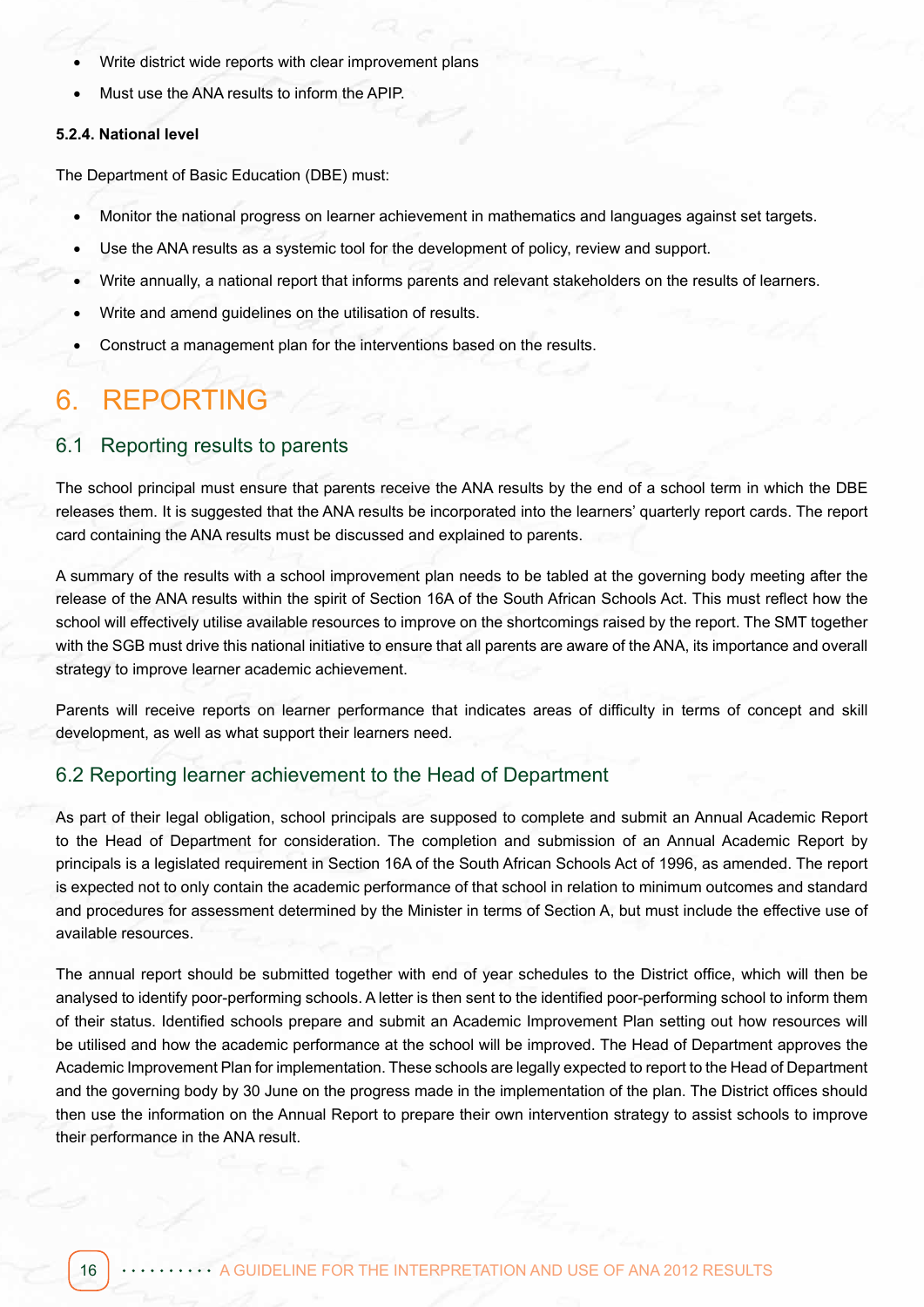- Write district wide reports with clear improvement plans
- Must use the ANA results to inform the APIP.

#### 5.2.4. National level

The Department of Basic Education (DBE) must:

- Monitor the national progress on learner achievement in mathematics and languages against set targets.
- Use the ANA results as a systemic tool for the development of policy, review and support.
- Write annually, a national report that informs parents and relevant stakeholders on the results of learners.
- Write and amend guidelines on the utilisation of results.
- Construct a management plan for the interventions based on the results.

# 6. REPORTING

## 6.1 Reporting results to parents

The school principal must ensure that parents receive the ANA results by the end of a school term in which the DBE releases them. It is suggested that the ANA results be incorporated into the learners' quarterly report cards. The report card containing the ANA results must be discussed and explained to parents.

A summary of the results with a school improvement plan needs to be tabled at the governing body meeting after the release of the ANA results within the spirit of Section 16A of the South African Schools Act. This must reflect how the school will effectively utilise available resources to improve on the shortcomings raised by the report. The SMT together with the SGB must drive this national initiative to ensure that all parents are aware of the ANA, its importance and overall strategy to improve learner academic achievement.

Parents will receive reports on learner performance that indicates areas of difficulty in terms of concept and skill development, as well as what support their learners need.

## 6.2 Reporting learner achievement to the Head of Department

As part of their legal obligation, school principals are supposed to complete and submit an Annual Academic Report to the Head of Department for consideration. The completion and submission of an Annual Academic Report by principals is a legislated requirement in Section 16A of the South African Schools Act of 1996, as amended. The report is expected not to only contain the academic performance of that school in relation to minimum outcomes and standard and procedures for assessment determined by the Minister in terms of Section A, but must include the effective use of available resources.

The annual report should be submitted together with end of year schedules to the District office, which will then be analysed to identify poor-performing schools. A letter is then sent to the identified poor-performing school to inform them of their status. Identified schools prepare and submit an Academic Improvement Plan setting out how resources will be utilised and how the academic performance at the school will be improved. The Head of Department approves the Academic Improvement Plan for implementation. These schools are legally expected to report to the Head of Department and the governing body by 30 June on the progress made in the implementation of the plan. The District offices should then use the information on the Annual Report to prepare their own intervention strategy to assist schools to improve their performance in the ANA result.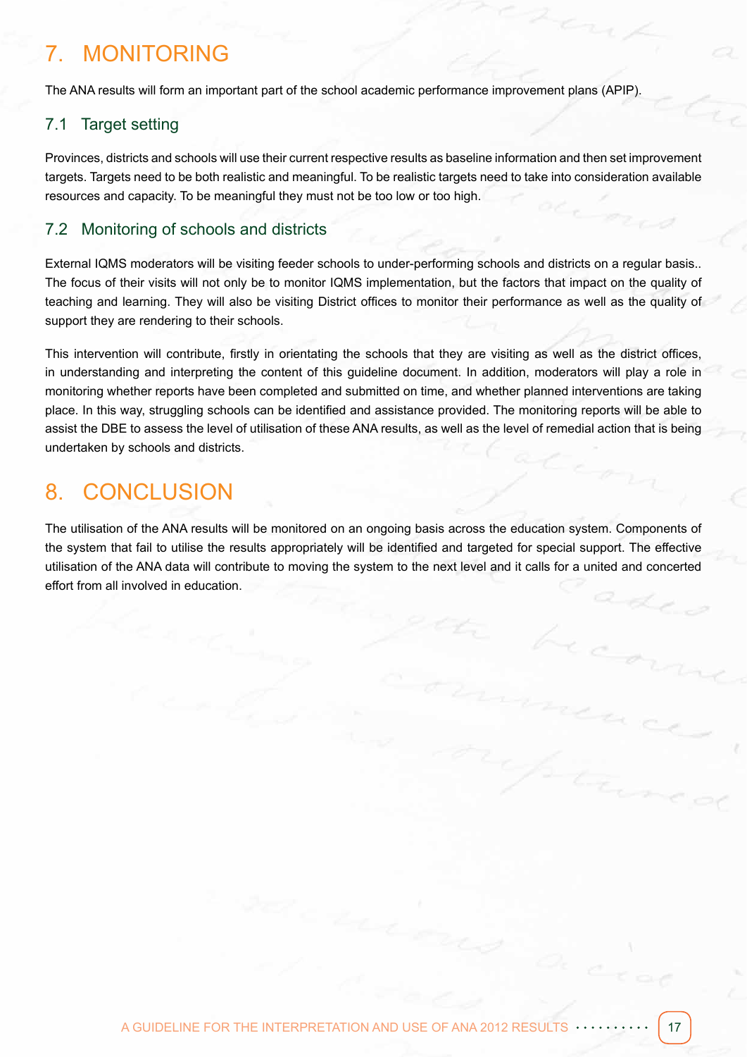# 7. MONITORING

The ANA results will form an important part of the school academic performance improvement plans (APIP).

## 7.1 Target setting

Provinces, districts and schools will use their current respective results as baseline information and then set improvement targets. Targets need to be both realistic and meaningful. To be realistic targets need to take into consideration available resources and capacity. To be meaningful they must not be too low or too high.

## 7.2 Monitoring of schools and districts

External IQMS moderators will be visiting feeder schools to under-performing schools and districts on a regular basis.. The focus of their visits will not only be to monitor IQMS implementation, but the factors that impact on the quality of teaching and learning. They will also be visiting District offices to monitor their performance as well as the quality of support they are rendering to their schools.

This intervention will contribute, firstly in orientating the schools that they are visiting as well as the district offices, in understanding and interpreting the content of this guideline document. In addition, moderators will play a role in monitoring whether reports have been completed and submitted on time, and whether planned interventions are taking place. In this way, struggling schools can be identified and assistance provided. The monitoring reports will be able to assist the DBE to assess the level of utilisation of these ANA results, as well as the level of remedial action that is being undertaken by schools and districts.

# 8. CONCLUSION

The utilisation of the ANA results will be monitored on an ongoing basis across the education system. Components of the system that fail to utilise the results appropriately will be identified and targeted for special support. The effective utilisation of the ANA data will contribute to moving the system to the next level and it calls for a united and concerted effort from all involved in education.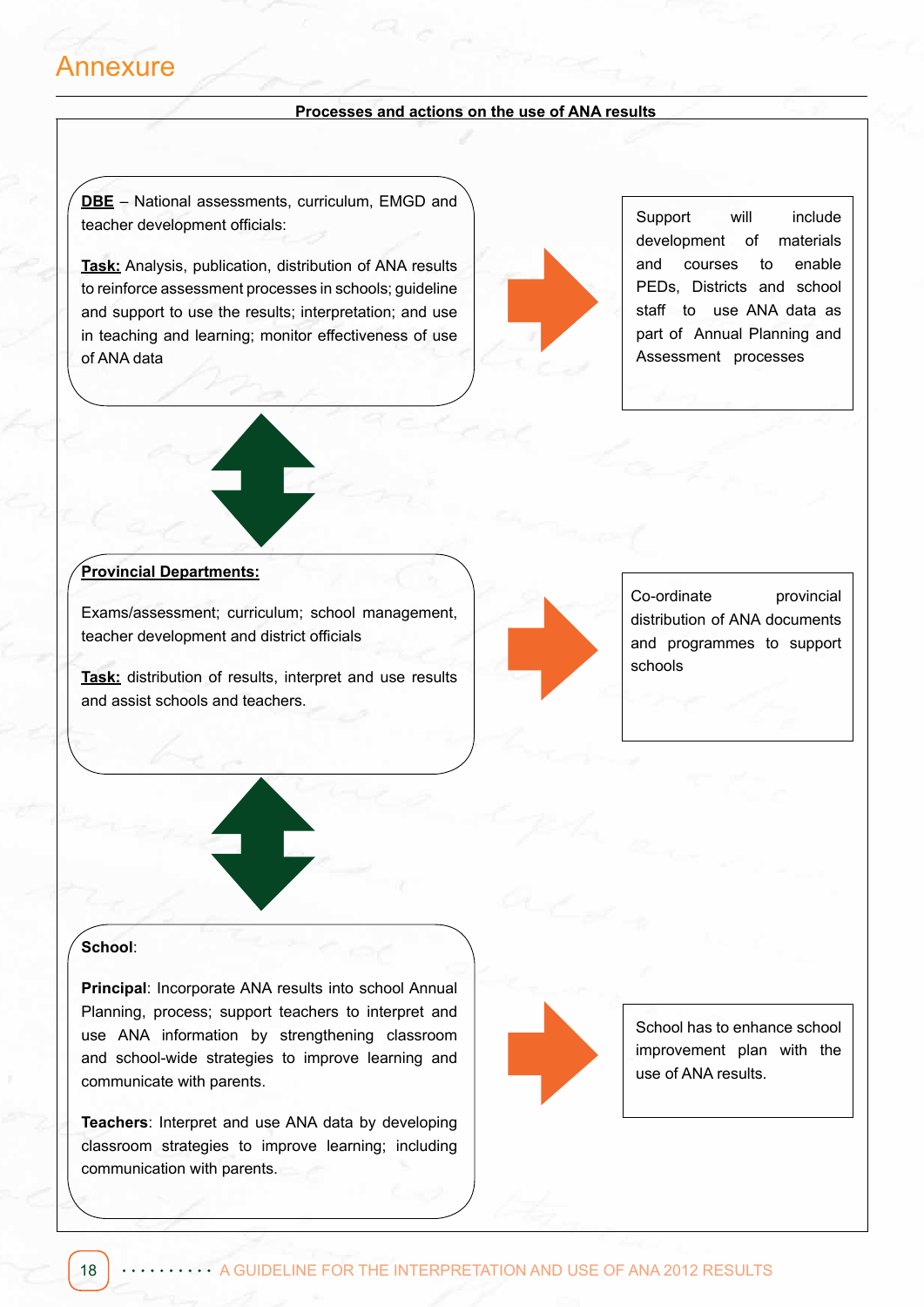# Annexure

**Processes and actions on the use of ANA results**

**DBE** – National assessments, curriculum, EMGD and teacher development officials:

**Task:** Analysis, publication, distribution of ANA results to reinforce assessment processes in schools; guideline and support to use the results; interpretation; and use in teaching and learning; monitor effectiveness of use of ANA data

Support will include development of materials and courses to enable PEDs, Districts and school staff to use ANA data as part of Annual Planning and Assessment processes

**Provincial Departments:**

Exams/assessment; curriculum; school management, teacher development and district officials

**Task:** distribution of results, interpret and use results and assist schools and teachers.

Co-ordinate provincial distribution of ANA documents and programmes to support schools

**School**:

**Principal**: Incorporate ANA results into school Annual Planning, process; support teachers to interpret and use ANA information by strengthening classroom and school-wide strategies to improve learning and communicate with parents.

**Teachers**: Interpret and use ANA data by developing classroom strategies to improve learning; including communication with parents.

School has to enhance school improvement plan with the use of ANA results.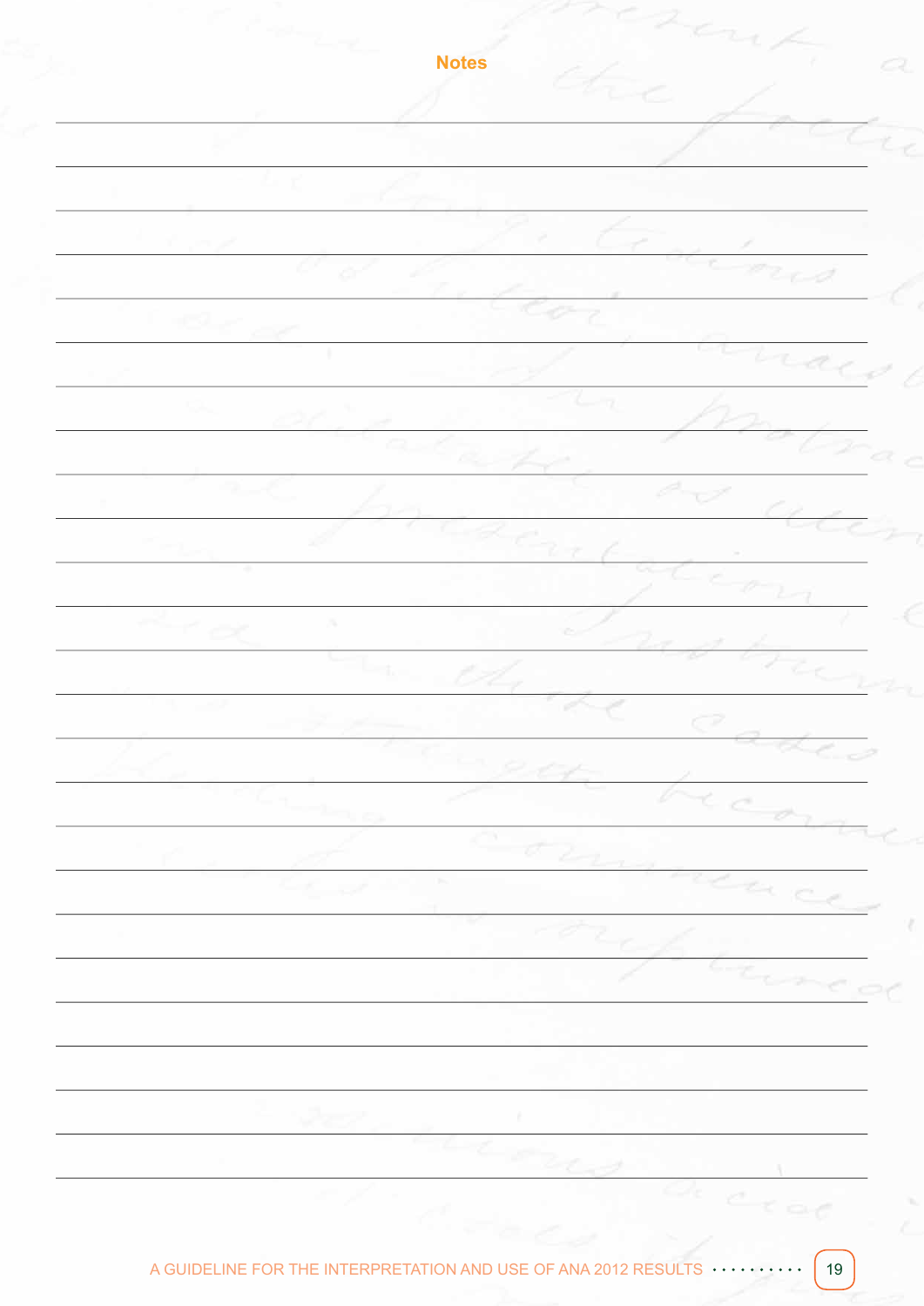## Notes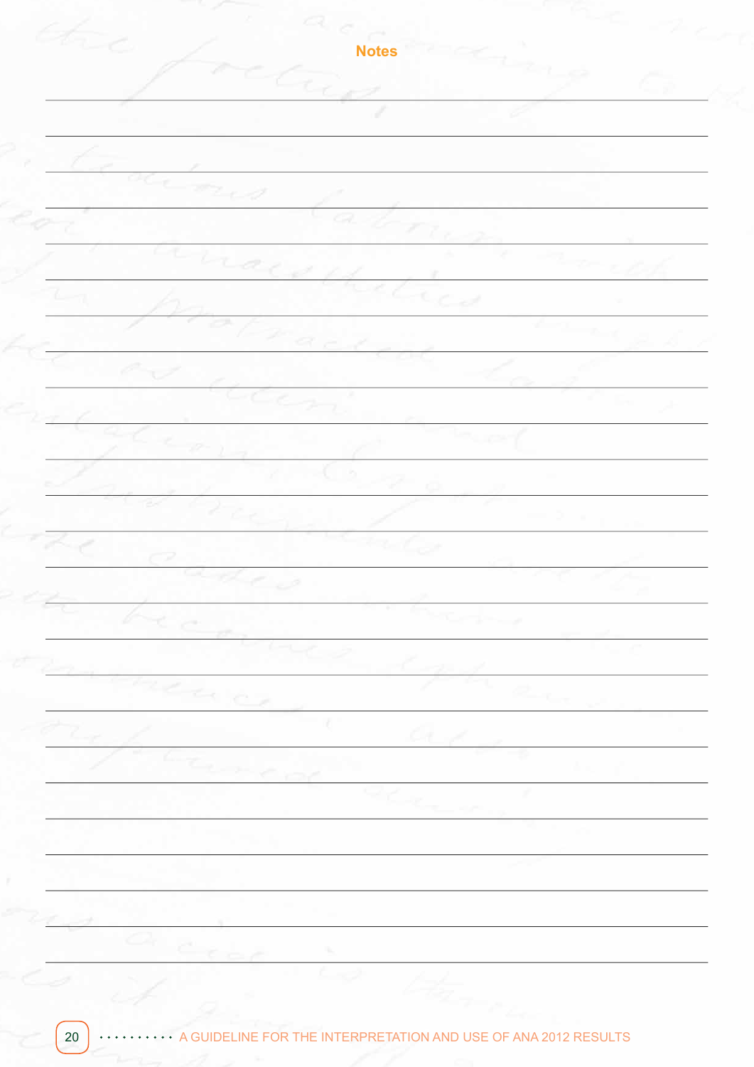# Notes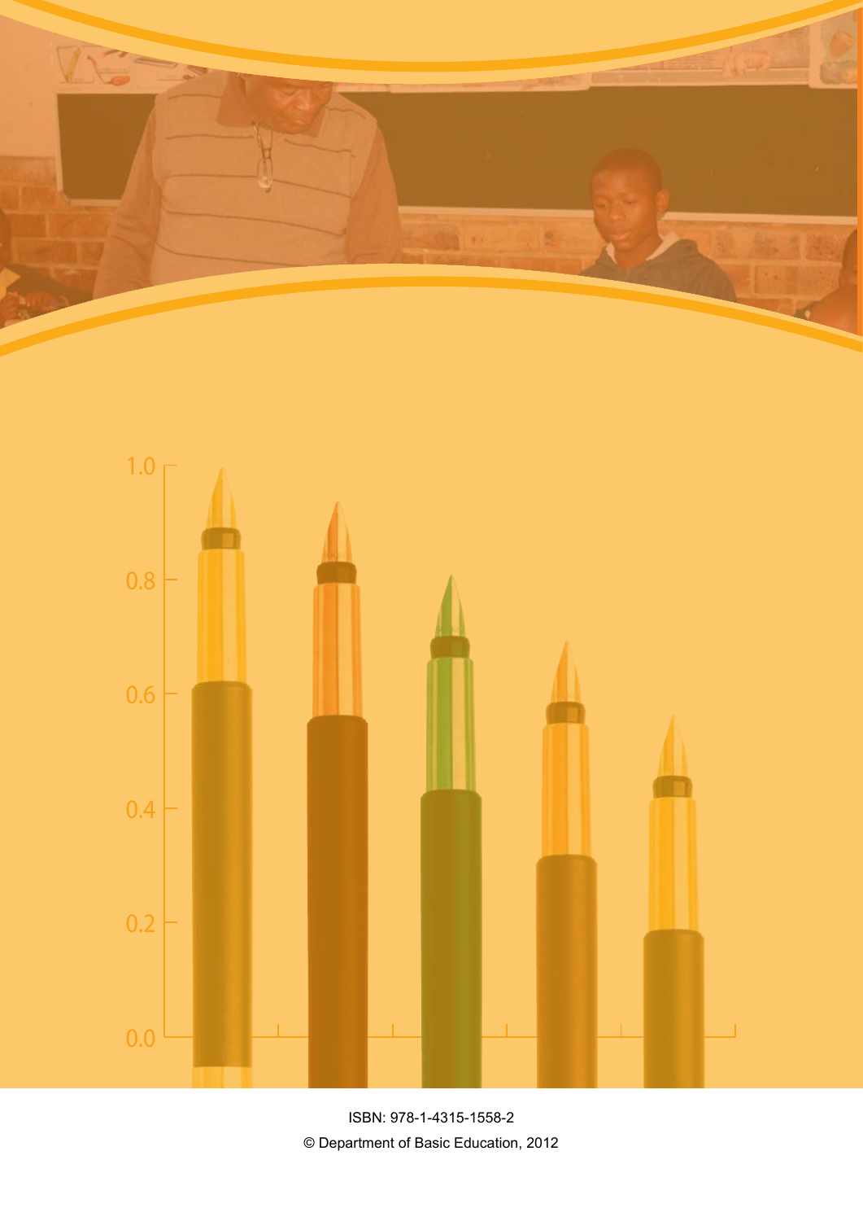1.0

0.8

0.6

0.4

0.2

0.0

ISBN: 978-1-4315-1558-2

© Department of Basic Education, 2012